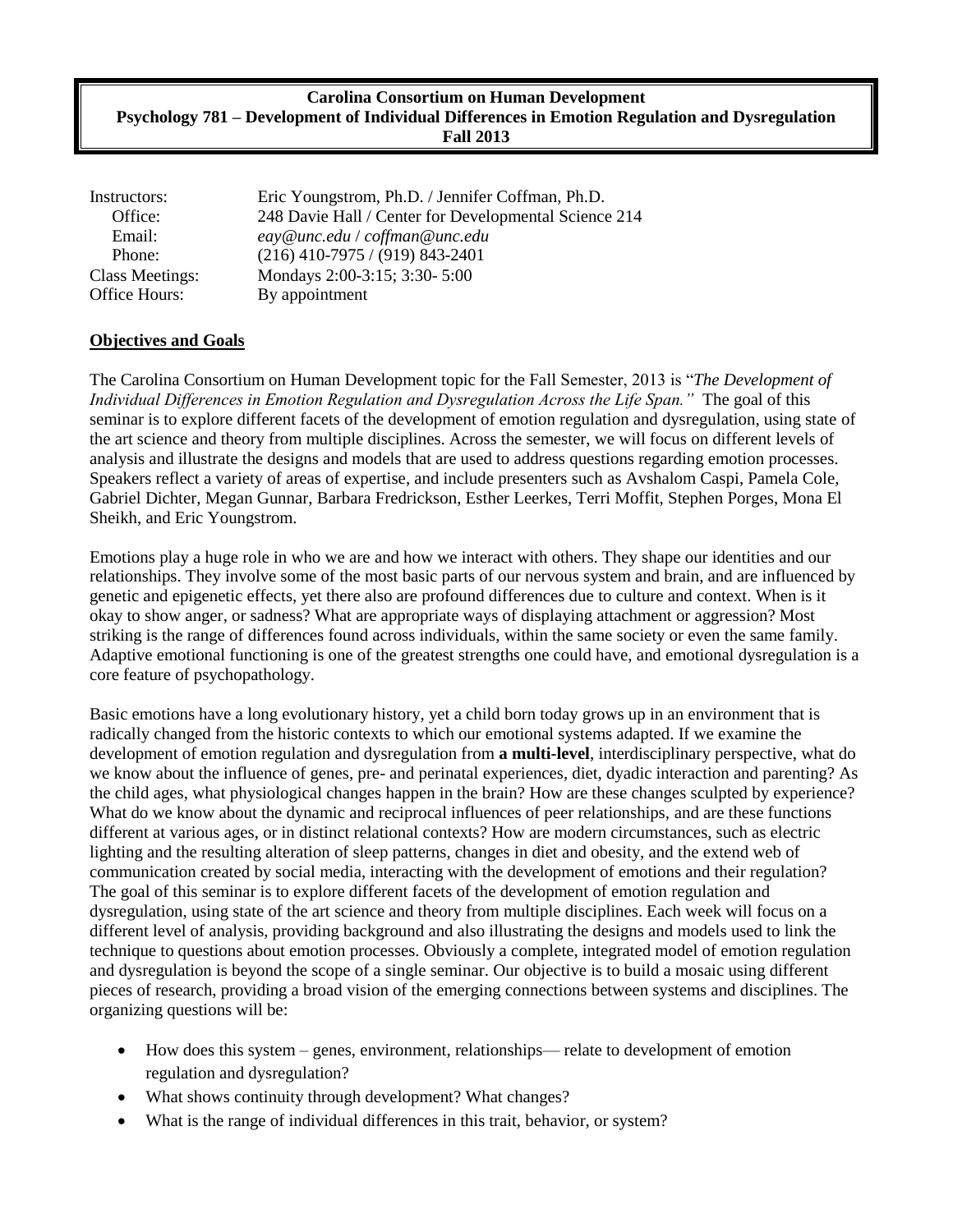**Carolina Consortium on Human Development**
**Psychology 781 – Development of Individual Differences in Emotion Regulation and Dysregulation**
**Fall 2013**

| | |
|---|---|
| Instructors: | Eric Youngstrom, Ph.D. / Jennifer Coffman, Ph.D. |
| Office: | 248 Davie Hall / Center for Developmental Science 214 |
| Email: | *eay@unc.edu* / *coffman@unc.edu* |
| Phone: | (216) 410-7975 / (919) 843-2401 |
| Class Meetings: | Mondays 2:00-3:15; 3:30- 5:00 |
| Office Hours: | By appointment |

## Objectives and Goals

The Carolina Consortium on Human Development topic for the Fall Semester, 2013 is "*The Development of Individual Differences in Emotion Regulation and Dysregulation Across the Life Span.*" The goal of this seminar is to explore different facets of the development of emotion regulation and dysregulation, using state of the art science and theory from multiple disciplines. Across the semester, we will focus on different levels of analysis and illustrate the designs and models that are used to address questions regarding emotion processes. Speakers reflect a variety of areas of expertise, and include presenters such as Avshalom Caspi, Pamela Cole, Gabriel Dichter, Megan Gunnar, Barbara Fredrickson, Esther Leerkes, Terri Moffit, Stephen Porges, Mona El Sheikh, and Eric Youngstrom.

Emotions play a huge role in who we are and how we interact with others. They shape our identities and our relationships. They involve some of the most basic parts of our nervous system and brain, and are influenced by genetic and epigenetic effects, yet there also are profound differences due to culture and context. When is it okay to show anger, or sadness? What are appropriate ways of displaying attachment or aggression? Most striking is the range of differences found across individuals, within the same society or even the same family. Adaptive emotional functioning is one of the greatest strengths one could have, and emotional dysregulation is a core feature of psychopathology.

Basic emotions have a long evolutionary history, yet a child born today grows up in an environment that is radically changed from the historic contexts to which our emotional systems adapted. If we examine the development of emotion regulation and dysregulation from **a multi-level**, interdisciplinary perspective, what do we know about the influence of genes, pre- and perinatal experiences, diet, dyadic interaction and parenting? As the child ages, what physiological changes happen in the brain? How are these changes sculpted by experience? What do we know about the dynamic and reciprocal influences of peer relationships, and are these functions different at various ages, or in distinct relational contexts? How are modern circumstances, such as electric lighting and the resulting alteration of sleep patterns, changes in diet and obesity, and the extend web of communication created by social media, interacting with the development of emotions and their regulation? The goal of this seminar is to explore different facets of the development of emotion regulation and dysregulation, using state of the art science and theory from multiple disciplines. Each week will focus on a different level of analysis, providing background and also illustrating the designs and models used to link the technique to questions about emotion processes. Obviously a complete, integrated model of emotion regulation and dysregulation is beyond the scope of a single seminar. Our objective is to build a mosaic using different pieces of research, providing a broad vision of the emerging connections between systems and disciplines. The organizing questions will be:

- How does this system – genes, environment, relationships— relate to development of emotion regulation and dysregulation?
- What shows continuity through development? What changes?
- What is the range of individual differences in this trait, behavior, or system?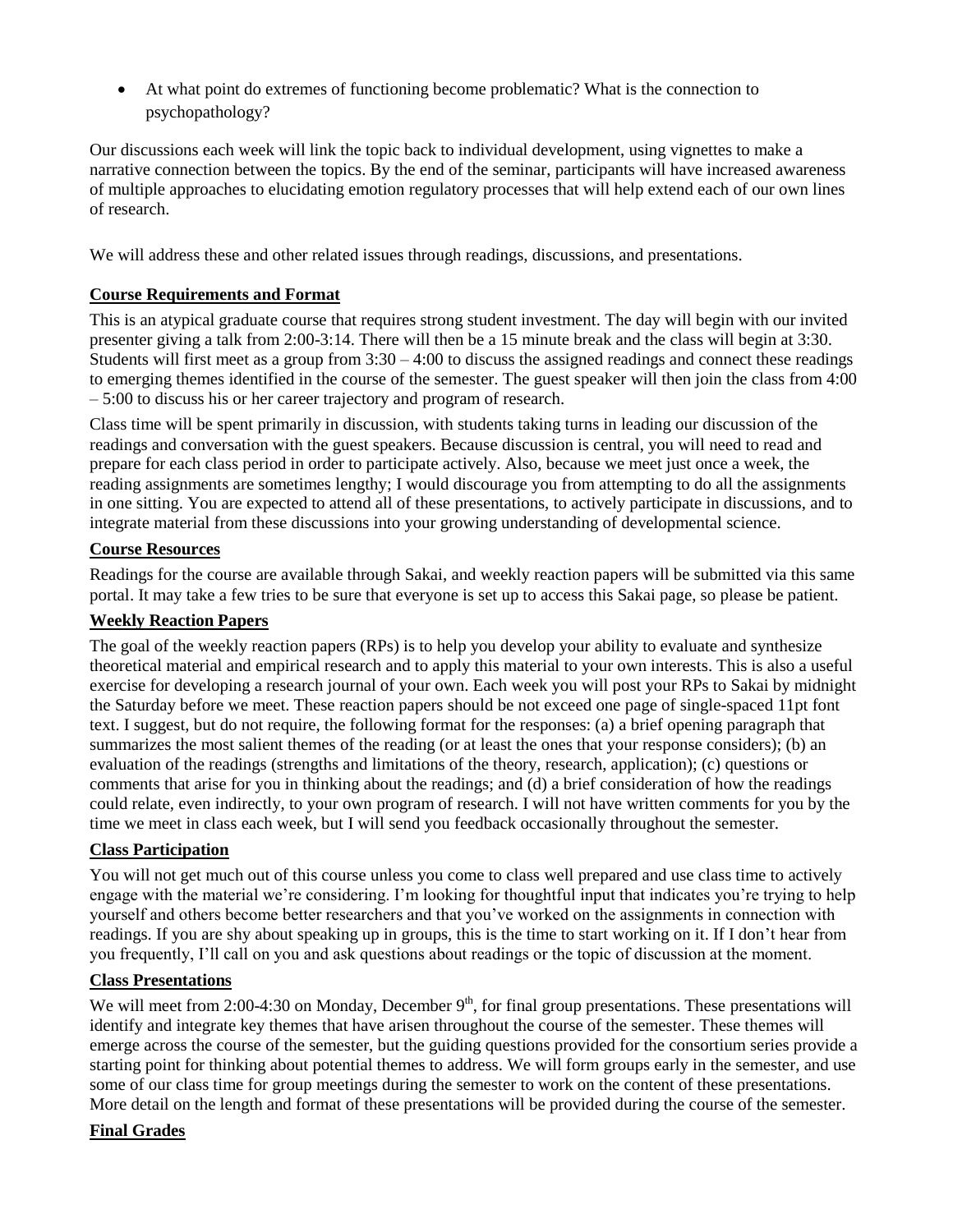- At what point do extremes of functioning become problematic? What is the connection to psychopathology?

Our discussions each week will link the topic back to individual development, using vignettes to make a narrative connection between the topics. By the end of the seminar, participants will have increased awareness of multiple approaches to elucidating emotion regulatory processes that will help extend each of our own lines of research.

We will address these and other related issues through readings, discussions, and presentations.

## Course Requirements and Format

This is an atypical graduate course that requires strong student investment. The day will begin with our invited presenter giving a talk from 2:00-3:14. There will then be a 15 minute break and the class will begin at 3:30. Students will first meet as a group from 3:30 – 4:00 to discuss the assigned readings and connect these readings to emerging themes identified in the course of the semester. The guest speaker will then join the class from 4:00 – 5:00 to discuss his or her career trajectory and program of research.

Class time will be spent primarily in discussion, with students taking turns in leading our discussion of the readings and conversation with the guest speakers. Because discussion is central, you will need to read and prepare for each class period in order to participate actively. Also, because we meet just once a week, the reading assignments are sometimes lengthy; I would discourage you from attempting to do all the assignments in one sitting. You are expected to attend all of these presentations, to actively participate in discussions, and to integrate material from these discussions into your growing understanding of developmental science.

## Course Resources

Readings for the course are available through Sakai, and weekly reaction papers will be submitted via this same portal. It may take a few tries to be sure that everyone is set up to access this Sakai page, so please be patient.

## Weekly Reaction Papers

The goal of the weekly reaction papers (RPs) is to help you develop your ability to evaluate and synthesize theoretical material and empirical research and to apply this material to your own interests. This is also a useful exercise for developing a research journal of your own. Each week you will post your RPs to Sakai by midnight the Saturday before we meet. These reaction papers should be not exceed one page of single-spaced 11pt font text. I suggest, but do not require, the following format for the responses: (a) a brief opening paragraph that summarizes the most salient themes of the reading (or at least the ones that your response considers); (b) an evaluation of the readings (strengths and limitations of the theory, research, application); (c) questions or comments that arise for you in thinking about the readings; and (d) a brief consideration of how the readings could relate, even indirectly, to your own program of research. I will not have written comments for you by the time we meet in class each week, but I will send you feedback occasionally throughout the semester.

## Class Participation

You will not get much out of this course unless you come to class well prepared and use class time to actively engage with the material we're considering. I'm looking for thoughtful input that indicates you're trying to help yourself and others become better researchers and that you've worked on the assignments in connection with readings. If you are shy about speaking up in groups, this is the time to start working on it. If I don't hear from you frequently, I'll call on you and ask questions about readings or the topic of discussion at the moment.

## Class Presentations

We will meet from 2:00-4:30 on Monday, December 9th, for final group presentations. These presentations will identify and integrate key themes that have arisen throughout the course of the semester. These themes will emerge across the course of the semester, but the guiding questions provided for the consortium series provide a starting point for thinking about potential themes to address. We will form groups early in the semester, and use some of our class time for group meetings during the semester to work on the content of these presentations. More detail on the length and format of these presentations will be provided during the course of the semester.

## Final Grades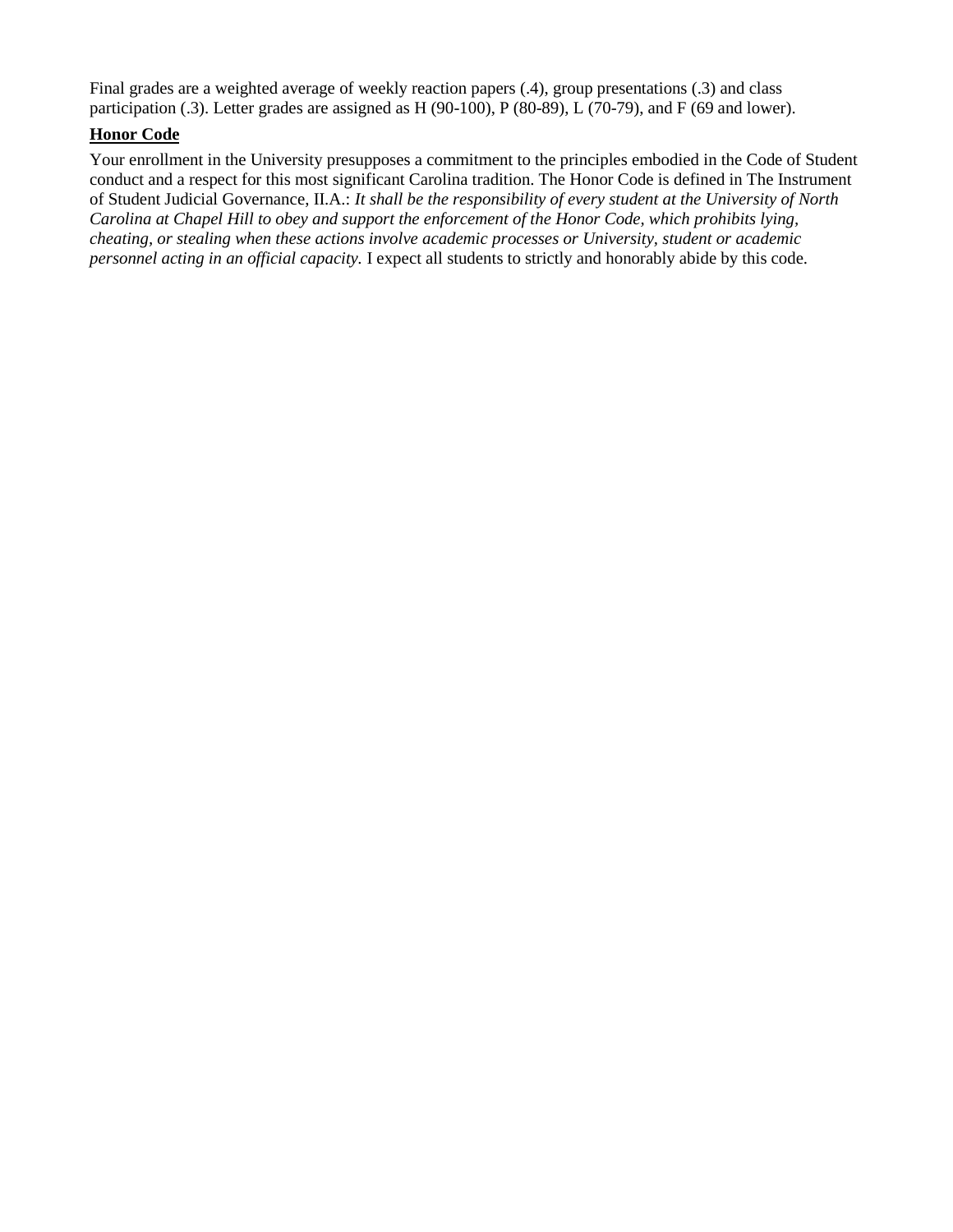Final grades are a weighted average of weekly reaction papers (.4), group presentations (.3) and class participation (.3). Letter grades are assigned as H (90-100), P (80-89), L (70-79), and F (69 and lower).

**Honor Code**

Your enrollment in the University presupposes a commitment to the principles embodied in the Code of Student conduct and a respect for this most significant Carolina tradition. The Honor Code is defined in The Instrument of Student Judicial Governance, II.A.: *It shall be the responsibility of every student at the University of North Carolina at Chapel Hill to obey and support the enforcement of the Honor Code, which prohibits lying, cheating, or stealing when these actions involve academic processes or University, student or academic personnel acting in an official capacity.* I expect all students to strictly and honorably abide by this code.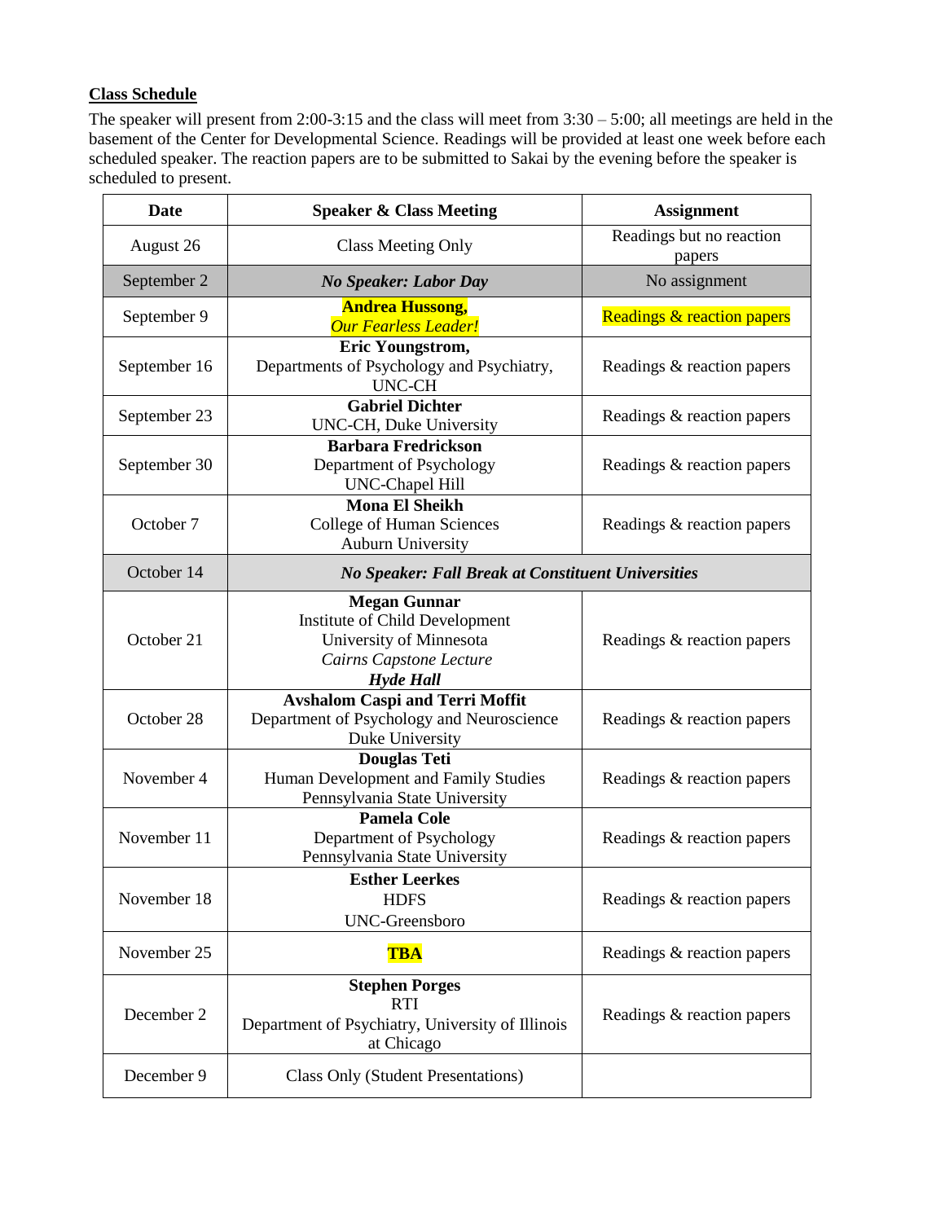**Class Schedule**

The speaker will present from 2:00-3:15 and the class will meet from 3:30 – 5:00; all meetings are held in the basement of the Center for Developmental Science. Readings will be provided at least one week before each scheduled speaker. The reaction papers are to be submitted to Sakai by the evening before the speaker is scheduled to present.

| Date | Speaker & Class Meeting | Assignment |
|---|---|---|
| August 26 | Class Meeting Only | Readings but no reaction papers |
| September 2 | ***No Speaker: Labor Day*** | No assignment |
| September 9 | **Andrea Hussong,** *Our Fearless Leader!* | Readings & reaction papers |
| September 16 | **Eric Youngstrom,** Departments of Psychology and Psychiatry, UNC-CH | Readings & reaction papers |
| September 23 | **Gabriel Dichter** UNC-CH, Duke University | Readings & reaction papers |
| September 30 | **Barbara Fredrickson** Department of Psychology UNC-Chapel Hill | Readings & reaction papers |
| October 7 | **Mona El Sheikh** College of Human Sciences Auburn University | Readings & reaction papers |
| October 14 | ***No Speaker: Fall Break at Constituent Universities*** | |
| October 21 | **Megan Gunnar** Institute of Child Development University of Minnesota *Cairns Capstone Lecture* ***Hyde Hall*** | Readings & reaction papers |
| October 28 | **Avshalom Caspi and Terri Moffit** Department of Psychology and Neuroscience Duke University | Readings & reaction papers |
| November 4 | **Douglas Teti** Human Development and Family Studies Pennsylvania State University | Readings & reaction papers |
| November 11 | **Pamela Cole** Department of Psychology Pennsylvania State University | Readings & reaction papers |
| November 18 | **Esther Leerkes** HDFS UNC-Greensboro | Readings & reaction papers |
| November 25 | **TBA** | Readings & reaction papers |
| December 2 | **Stephen Porges** RTI Department of Psychiatry, University of Illinois at Chicago | Readings & reaction papers |
| December 9 | Class Only (Student Presentations) | |